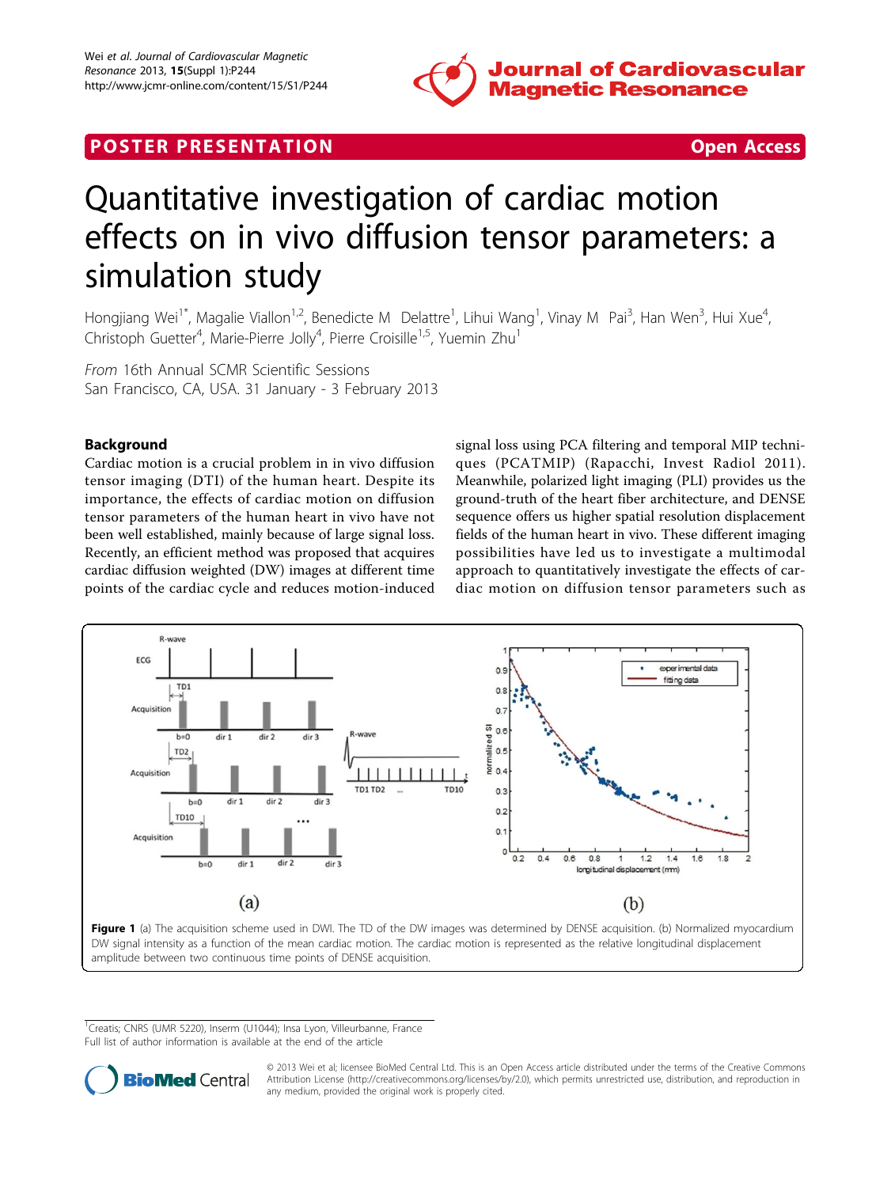# POSTER PRESENTATION

Open Access

# Quantitative investigation of cardiac motion effects on in vivo diffusion tensor parameters: a simulation study

Hongjiang Wei[1*], Magalie Viallon[1,2], Benedicte M Delattre[1], Lihui Wang[1], Vinay M Pai[3], Han Wen[3], Hui Xue[4], Christoph Guetter[4], Marie-Pierre Jolly[4], Pierre Croisille[1,5], Yuemin Zhu[1]

*From* 16th Annual SCMR Scientific Sessions
San Francisco, CA, USA. 31 January - 3 February 2013

## Background

Cardiac motion is a crucial problem in in vivo diffusion tensor imaging (DTI) of the human heart. Despite its importance, the effects of cardiac motion on diffusion tensor parameters of the human heart in vivo have not been well established, mainly because of large signal loss. Recently, an efficient method was proposed that acquires cardiac diffusion weighted (DW) images at different time points of the cardiac cycle and reduces motion-induced signal loss using PCA filtering and temporal MIP techniques (PCATMIP) (Rapacchi, Invest Radiol 2011). Meanwhile, polarized light imaging (PLI) provides us the ground-truth of the heart fiber architecture, and DENSE sequence offers us higher spatial resolution displacement fields of the human heart in vivo. These different imaging possibilities have led us to investigate a multimodal approach to quantitatively investigate the effects of cardiac motion on diffusion tensor parameters such as

**Figure 1** (a) The acquisition scheme used in DWI. The TD of the DW images was determined by DENSE acquisition. (b) Normalized myocardium DW signal intensity as a function of the mean cardiac motion. The cardiac motion is represented as the relative longitudinal displacement amplitude between two continuous time points of DENSE acquisition.

[1]Creatis; CNRS (UMR 5220), Inserm (U1044); Insa Lyon, Villeurbanne, France
Full list of author information is available at the end of the article

© 2013 Wei et al; licensee BioMed Central Ltd. This is an Open Access article distributed under the terms of the Creative Commons Attribution License (http://creativecommons.org/licenses/by/2.0), which permits unrestricted use, distribution, and reproduction in any medium, provided the original work is properly cited.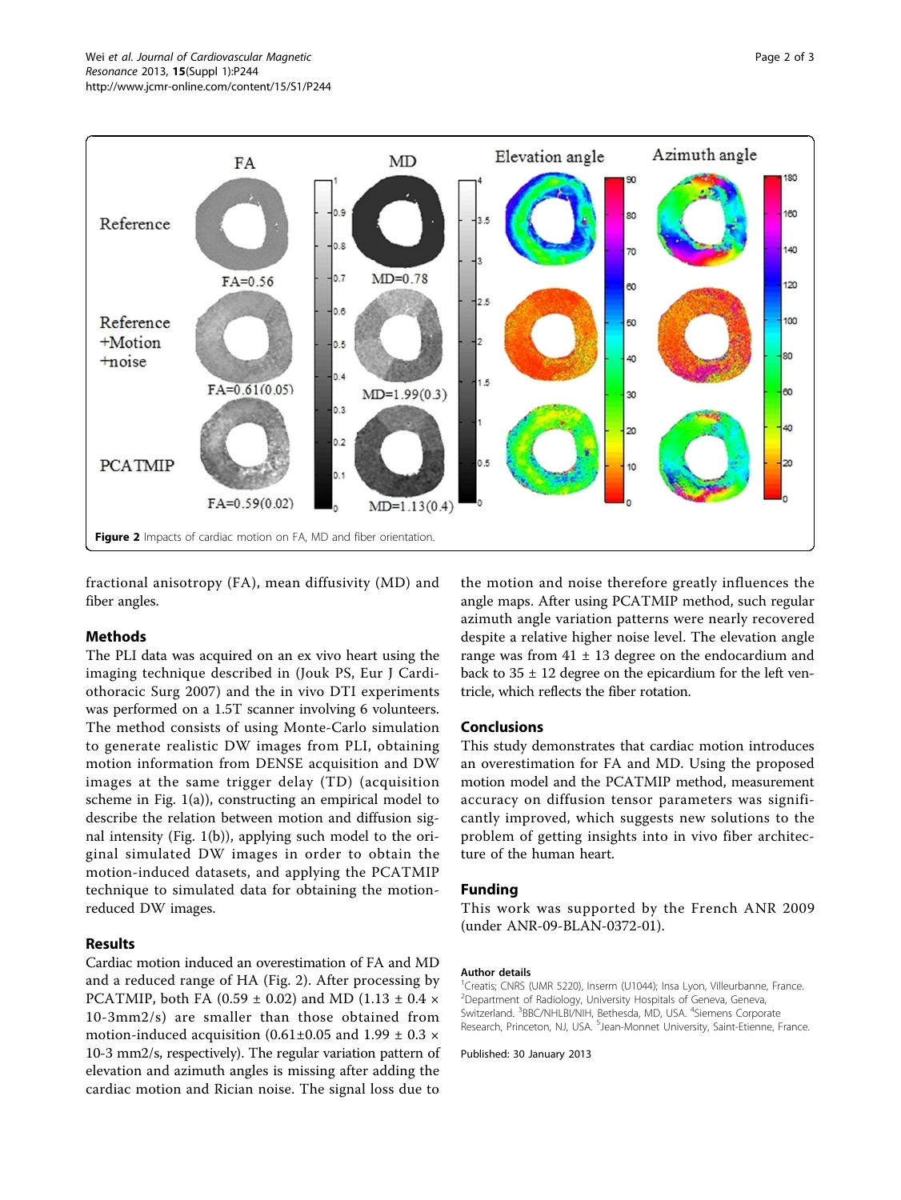Figure 2 Impacts of cardiac motion on FA, MD and fiber orientation.

fractional anisotropy (FA), mean diffusivity (MD) and fiber angles.

## Methods

The PLI data was acquired on an ex vivo heart using the imaging technique described in (Jouk PS, Eur J Cardiothoracic Surg 2007) and the in vivo DTI experiments was performed on a 1.5T scanner involving 6 volunteers. The method consists of using Monte-Carlo simulation to generate realistic DW images from PLI, obtaining motion information from DENSE acquisition and DW images at the same trigger delay (TD) (acquisition scheme in Fig. 1(a)), constructing an empirical model to describe the relation between motion and diffusion signal intensity (Fig. 1(b)), applying such model to the original simulated DW images in order to obtain the motion-induced datasets, and applying the PCATMIP technique to simulated data for obtaining the motion-reduced DW images.

## Results

Cardiac motion induced an overestimation of FA and MD and a reduced range of HA (Fig. 2). After processing by PCATMIP, both FA ($0.59 \pm 0.02$) and MD ($1.13 \pm 0.4 \times 10^{-3}$mm2/s) are smaller than those obtained from motion-induced acquisition ($0.61 \pm 0.05$ and $1.99 \pm 0.3 \times 10^{-3}$ mm2/s, respectively). The regular variation pattern of elevation and azimuth angles is missing after adding the cardiac motion and Rician noise. The signal loss due to the motion and noise therefore greatly influences the angle maps. After using PCATMIP method, such regular azimuth angle variation patterns were nearly recovered despite a relative higher noise level. The elevation angle range was from $41 \pm 13$ degree on the endocardium and back to $35 \pm 12$ degree on the epicardium for the left ventricle, which reflects the fiber rotation.

## Conclusions

This study demonstrates that cardiac motion introduces an overestimation for FA and MD. Using the proposed motion model and the PCATMIP method, measurement accuracy on diffusion tensor parameters was significantly improved, which suggests new solutions to the problem of getting insights into in vivo fiber architecture of the human heart.

## Funding

This work was supported by the French ANR 2009 (under ANR-09-BLAN-0372-01).

#### Author details

[1]Creatis; CNRS (UMR 5220), Inserm (U1044); Insa Lyon, Villeurbanne, France. [2]Department of Radiology, University Hospitals of Geneva, Geneva, Switzerland. [3]BBC/NHLBI/NIH, Bethesda, MD, USA. [4]Siemens Corporate Research, Princeton, NJ, USA. [5]Jean-Monnet University, Saint-Etienne, France.

Published: 30 January 2013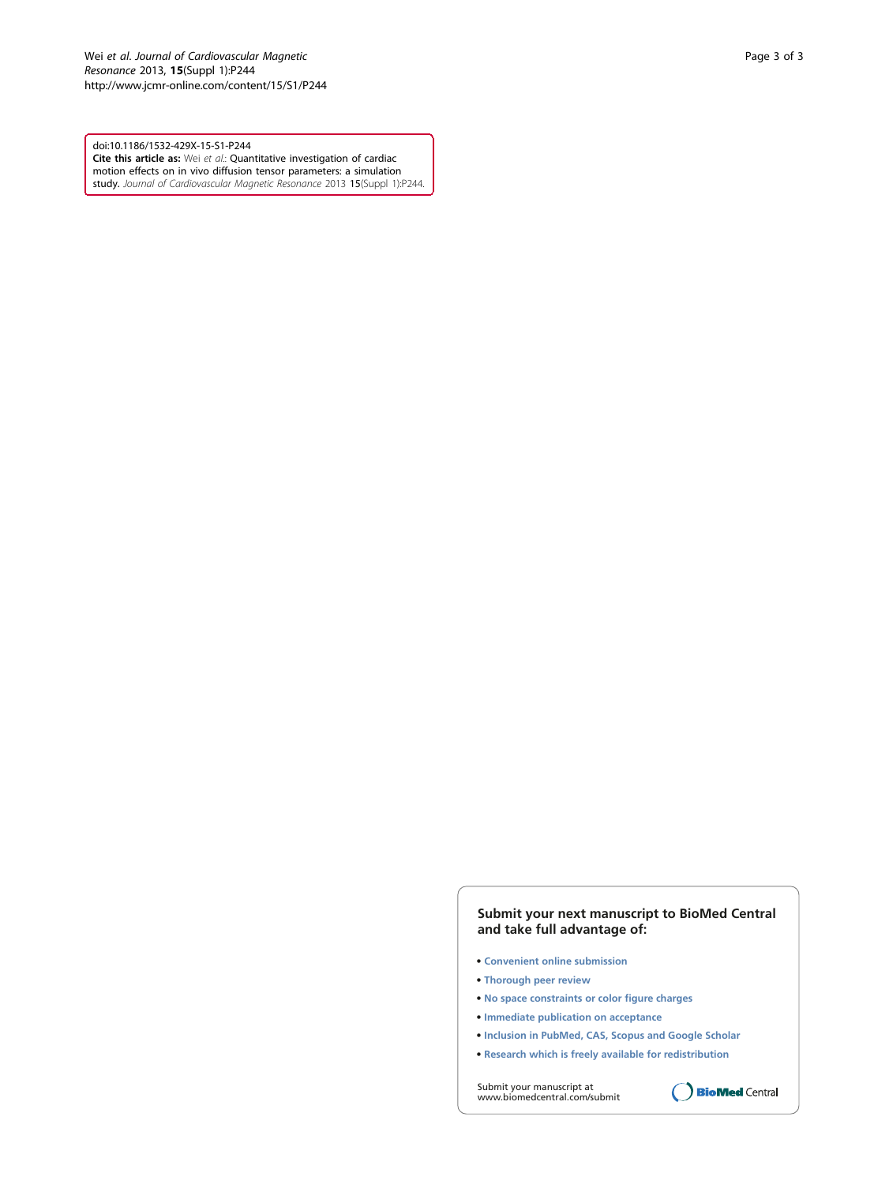doi:10.1186/1532-429X-15-S1-P244

**Cite this article as:** Wei *et al.*: Quantitative investigation of cardiac motion effects on in vivo diffusion tensor parameters: a simulation study. *Journal of Cardiovascular Magnetic Resonance* 2013 **15**(Suppl 1):P244.

**Submit your next manuscript to BioMed Central and take full advantage of:**

- **Convenient online submission**
- **Thorough peer review**
- **No space constraints or color figure charges**
- **Immediate publication on acceptance**
- **Inclusion in PubMed, CAS, Scopus and Google Scholar**
- **Research which is freely available for redistribution**

Submit your manuscript at
www.biomedcentral.com/submit

BioMed Central